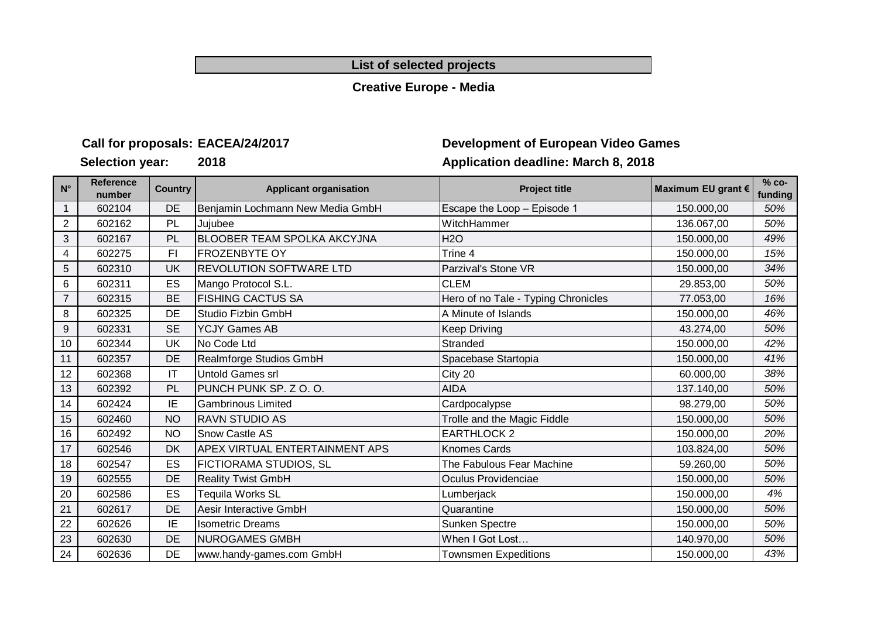# List of selected projects

## Creative Europe - Media

**Call for proposals: EACEA/24/2017** **Development of European Video Games**

**Selection year: 2018** **Application deadline: March 8, 2018**

| N° | Reference number | Country | Applicant organisation | Project title | Maximum EU grant € | % co-funding |
|---|---|---|---|---|---|---|
| 1 | 602104 | DE | Benjamin Lochmann New Media GmbH | Escape the Loop – Episode 1 | 150.000,00 | 50% |
| 2 | 602162 | PL | Jujubee | WitchHammer | 136.067,00 | 50% |
| 3 | 602167 | PL | BLOOBER TEAM SPOLKA AKCYJNA | H2O | 150.000,00 | 49% |
| 4 | 602275 | FI | FROZENBYTE OY | Trine 4 | 150.000,00 | 15% |
| 5 | 602310 | UK | REVOLUTION SOFTWARE LTD | Parzival's Stone VR | 150.000,00 | 34% |
| 6 | 602311 | ES | Mango Protocol S.L. | CLEM | 29.853,00 | 50% |
| 7 | 602315 | BE | FISHING CACTUS SA | Hero of no Tale - Typing Chronicles | 77.053,00 | 16% |
| 8 | 602325 | DE | Studio Fizbin GmbH | A Minute of Islands | 150.000,00 | 46% |
| 9 | 602331 | SE | YCJY Games AB | Keep Driving | 43.274,00 | 50% |
| 10 | 602344 | UK | No Code Ltd | Stranded | 150.000,00 | 42% |
| 11 | 602357 | DE | Realmforge Studios GmbH | Spacebase Startopia | 150.000,00 | 41% |
| 12 | 602368 | IT | Untold Games srl | City 20 | 60.000,00 | 38% |
| 13 | 602392 | PL | PUNCH PUNK SP. Z O. O. | AIDA | 137.140,00 | 50% |
| 14 | 602424 | IE | Gambrinous Limited | Cardpocalypse | 98.279,00 | 50% |
| 15 | 602460 | NO | RAVN STUDIO AS | Trolle and the Magic Fiddle | 150.000,00 | 50% |
| 16 | 602492 | NO | Snow Castle AS | EARTHLOCK 2 | 150.000,00 | 20% |
| 17 | 602546 | DK | APEX VIRTUAL ENTERTAINMENT APS | Knomes Cards | 103.824,00 | 50% |
| 18 | 602547 | ES | FICTIORAMA STUDIOS, SL | The Fabulous Fear Machine | 59.260,00 | 50% |
| 19 | 602555 | DE | Reality Twist GmbH | Oculus Providenciae | 150.000,00 | 50% |
| 20 | 602586 | ES | Tequila Works SL | Lumberjack | 150.000,00 | 4% |
| 21 | 602617 | DE | Aesir Interactive GmbH | Quarantine | 150.000,00 | 50% |
| 22 | 602626 | IE | Isometric Dreams | Sunken Spectre | 150.000,00 | 50% |
| 23 | 602630 | DE | NUROGAMES GMBH | When I Got Lost… | 140.970,00 | 50% |
| 24 | 602636 | DE | www.handy-games.com GmbH | Townsmen Expeditions | 150.000,00 | 43% |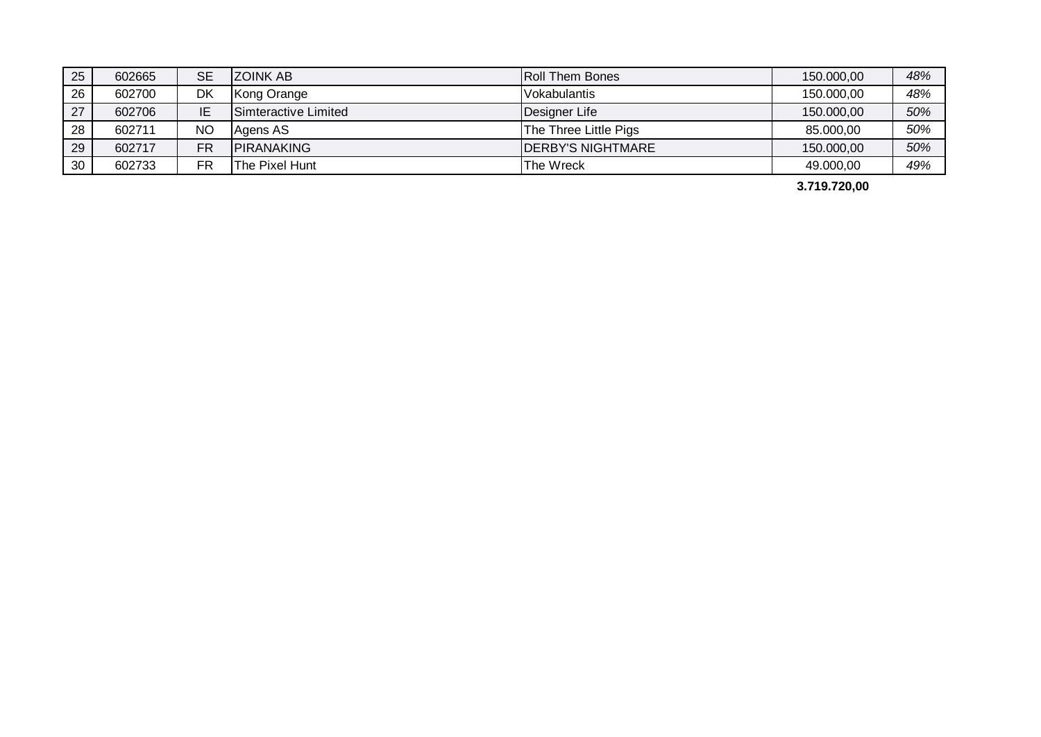| | | | | | | |
|---|---|---|---|---|---|---|
| 25 | 602665 | SE | ZOINK AB | Roll Them Bones | 150.000,00 | *48%* |
| 26 | 602700 | DK | Kong Orange | Vokabulantis | 150.000,00 | *48%* |
| 27 | 602706 | IE | Simteractive Limited | Designer Life | 150.000,00 | *50%* |
| 28 | 602711 | NO | Agens AS | The Three Little Pigs | 85.000,00 | *50%* |
| 29 | 602717 | FR | PIRANAKING | DERBY'S NIGHTMARE | 150.000,00 | *50%* |
| 30 | 602733 | FR | The Pixel Hunt | The Wreck | 49.000,00 | *49%* |
| | | | | | **3.719.720,00** | |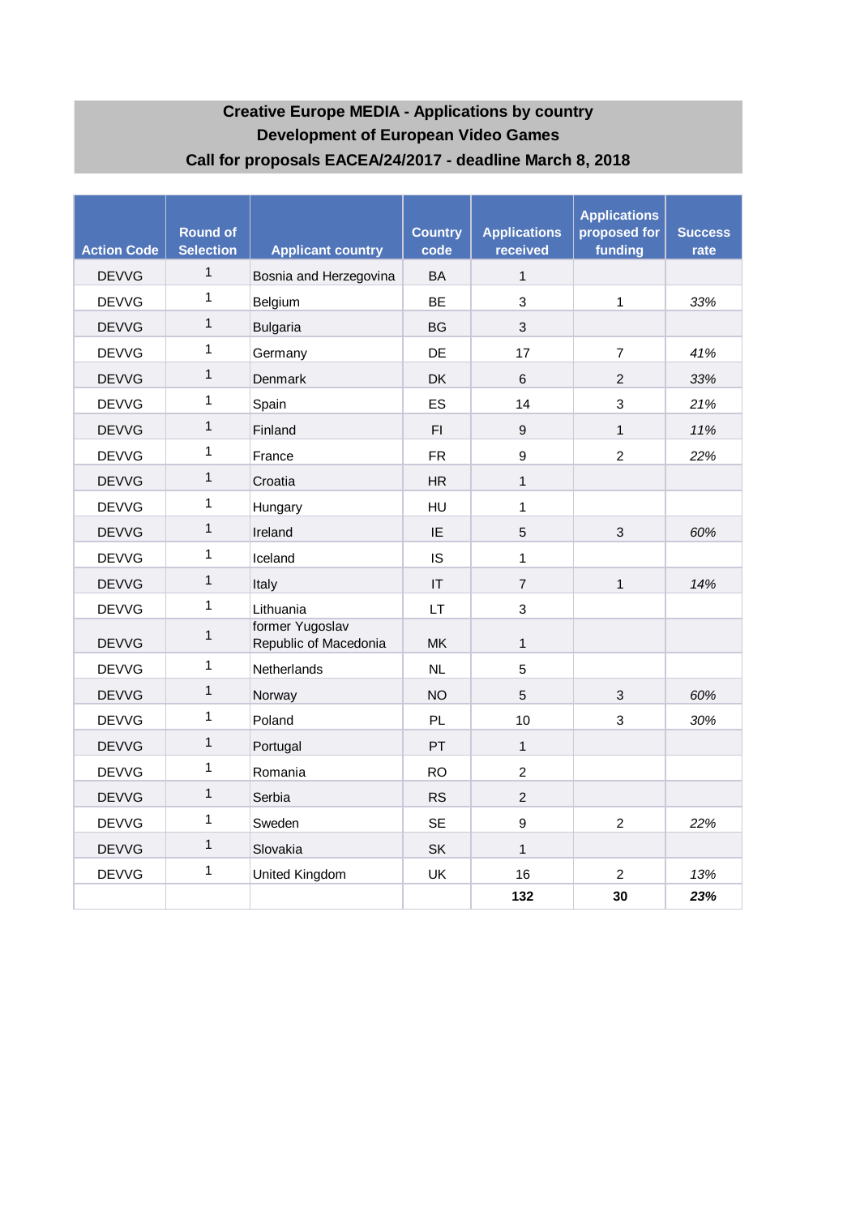**Creative Europe MEDIA - Applications by country**
**Development of European Video Games**
**Call for proposals EACEA/24/2017 - deadline March 8, 2018**

| Action Code | Round of Selection | Applicant country | Country code | Applications received | Applications proposed for funding | Success rate |
|---|---|---|---|---|---|---|
| DEVVG | 1 | Bosnia and Herzegovina | BA | 1 | | |
| DEVVG | 1 | Belgium | BE | 3 | 1 | *33%* |
| DEVVG | 1 | Bulgaria | BG | 3 | | |
| DEVVG | 1 | Germany | DE | 17 | 7 | *41%* |
| DEVVG | 1 | Denmark | DK | 6 | 2 | *33%* |
| DEVVG | 1 | Spain | ES | 14 | 3 | *21%* |
| DEVVG | 1 | Finland | FI | 9 | 1 | *11%* |
| DEVVG | 1 | France | FR | 9 | 2 | *22%* |
| DEVVG | 1 | Croatia | HR | 1 | | |
| DEVVG | 1 | Hungary | HU | 1 | | |
| DEVVG | 1 | Ireland | IE | 5 | 3 | *60%* |
| DEVVG | 1 | Iceland | IS | 1 | | |
| DEVVG | 1 | Italy | IT | 7 | 1 | *14%* |
| DEVVG | 1 | Lithuania | LT | 3 | | |
| DEVVG | 1 | former Yugoslav Republic of Macedonia | MK | 1 | | |
| DEVVG | 1 | Netherlands | NL | 5 | | |
| DEVVG | 1 | Norway | NO | 5 | 3 | *60%* |
| DEVVG | 1 | Poland | PL | 10 | 3 | *30%* |
| DEVVG | 1 | Portugal | PT | 1 | | |
| DEVVG | 1 | Romania | RO | 2 | | |
| DEVVG | 1 | Serbia | RS | 2 | | |
| DEVVG | 1 | Sweden | SE | 9 | 2 | *22%* |
| DEVVG | 1 | Slovakia | SK | 1 | | |
| DEVVG | 1 | United Kingdom | UK | 16 | 2 | *13%* |
| | | | | **132** | **30** | ***23%*** |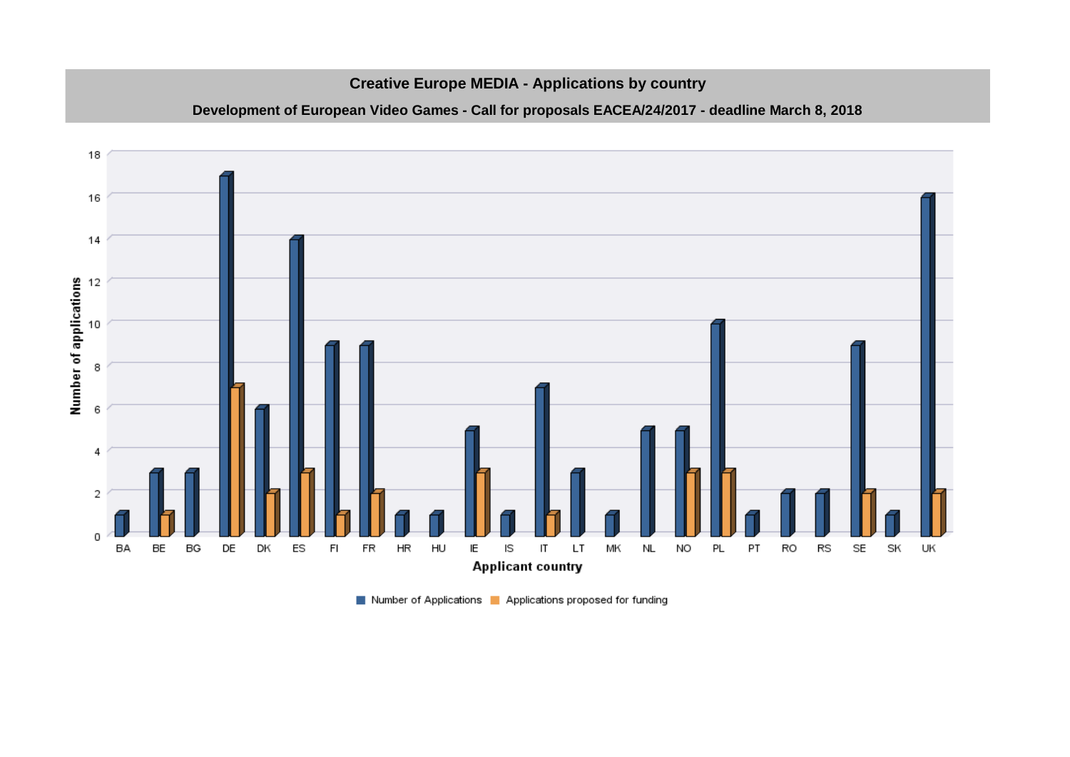## Creative Europe MEDIA - Applications by country

### Development of European Video Games - Call for proposals EACEA/24/2017 - deadline March 8, 2018

| Applicant country | Number of Applications | Applications proposed for funding |
|---|---|---|
| BA | 1 | |
| BE | 3 | 1 |
| BG | 3 | |
| DE | 17 | 7 |
| DK | 6 | 2 |
| ES | 14 | 3 |
| FI | 9 | 1 |
| FR | 9 | 2 |
| HR | 1 | |
| HU | 1 | |
| IE | 5 | 3 |
| IS | 1 | |
| IT | 7 | 1 |
| LT | 3 | |
| MK | 1 | |
| NL | 5 | |
| NO | 5 | 3 |
| PL | 10 | 3 |
| PT | 1 | |
| RO | 2 | |
| RS | 2 | |
| SE | 9 | 2 |
| SK | 1 | |
| UK | 16 | 2 |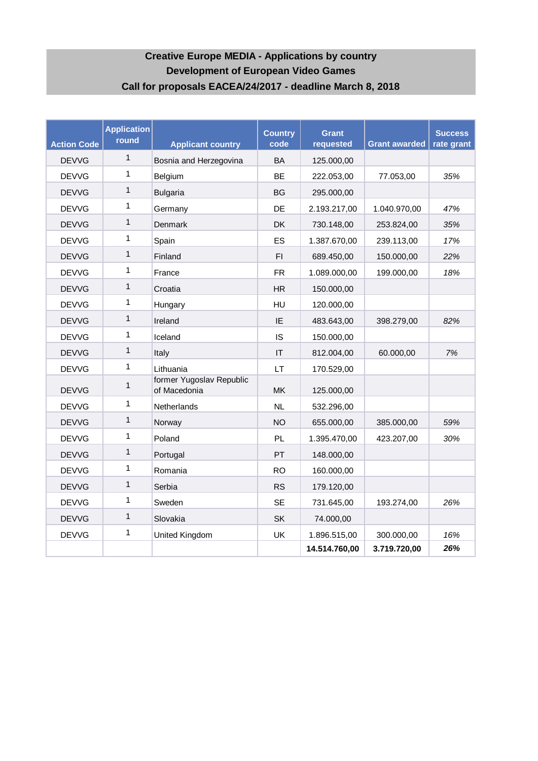# Creative Europe MEDIA - Applications by country
## Development of European Video Games
## Call for proposals EACEA/24/2017 - deadline March 8, 2018

| Action Code | Application round | Applicant country | Country code | Grant requested | Grant awarded | Success rate grant |
|---|---|---|---|---|---|---|
| DEVVG | 1 | Bosnia and Herzegovina | BA | 125.000,00 | | |
| DEVVG | 1 | Belgium | BE | 222.053,00 | 77.053,00 | *35%* |
| DEVVG | 1 | Bulgaria | BG | 295.000,00 | | |
| DEVVG | 1 | Germany | DE | 2.193.217,00 | 1.040.970,00 | *47%* |
| DEVVG | 1 | Denmark | DK | 730.148,00 | 253.824,00 | *35%* |
| DEVVG | 1 | Spain | ES | 1.387.670,00 | 239.113,00 | *17%* |
| DEVVG | 1 | Finland | FI | 689.450,00 | 150.000,00 | *22%* |
| DEVVG | 1 | France | FR | 1.089.000,00 | 199.000,00 | *18%* |
| DEVVG | 1 | Croatia | HR | 150.000,00 | | |
| DEVVG | 1 | Hungary | HU | 120.000,00 | | |
| DEVVG | 1 | Ireland | IE | 483.643,00 | 398.279,00 | *82%* |
| DEVVG | 1 | Iceland | IS | 150.000,00 | | |
| DEVVG | 1 | Italy | IT | 812.004,00 | 60.000,00 | *7%* |
| DEVVG | 1 | Lithuania | LT | 170.529,00 | | |
| DEVVG | 1 | former Yugoslav Republic of Macedonia | MK | 125.000,00 | | |
| DEVVG | 1 | Netherlands | NL | 532.296,00 | | |
| DEVVG | 1 | Norway | NO | 655.000,00 | 385.000,00 | *59%* |
| DEVVG | 1 | Poland | PL | 1.395.470,00 | 423.207,00 | *30%* |
| DEVVG | 1 | Portugal | PT | 148.000,00 | | |
| DEVVG | 1 | Romania | RO | 160.000,00 | | |
| DEVVG | 1 | Serbia | RS | 179.120,00 | | |
| DEVVG | 1 | Sweden | SE | 731.645,00 | 193.274,00 | *26%* |
| DEVVG | 1 | Slovakia | SK | 74.000,00 | | |
| DEVVG | 1 | United Kingdom | UK | 1.896.515,00 | 300.000,00 | *16%* |
| | | | | **14.514.760,00** | **3.719.720,00** | ***26%*** |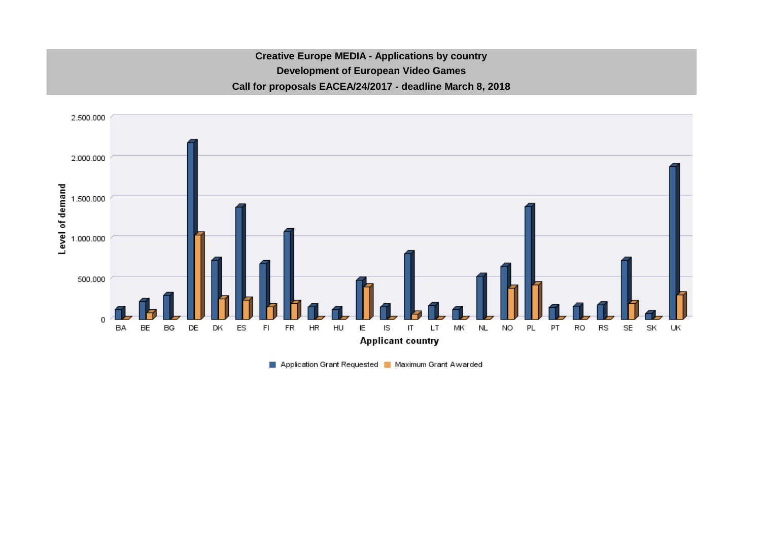**Creative Europe MEDIA - Applications by country**

**Development of European Video Games**

**Call for proposals EACEA/24/2017 - deadline March 8, 2018**

Level of demand

2.500.000
2.000.000
1.500.000
1.000.000
500.000
0

BA BE BG DE DK ES FI FR HR HU IE IS IT LT MK NL NO PL PT RO RS SE SK UK

Applicant country

Application Grant Requested
Maximum Grant Awarded